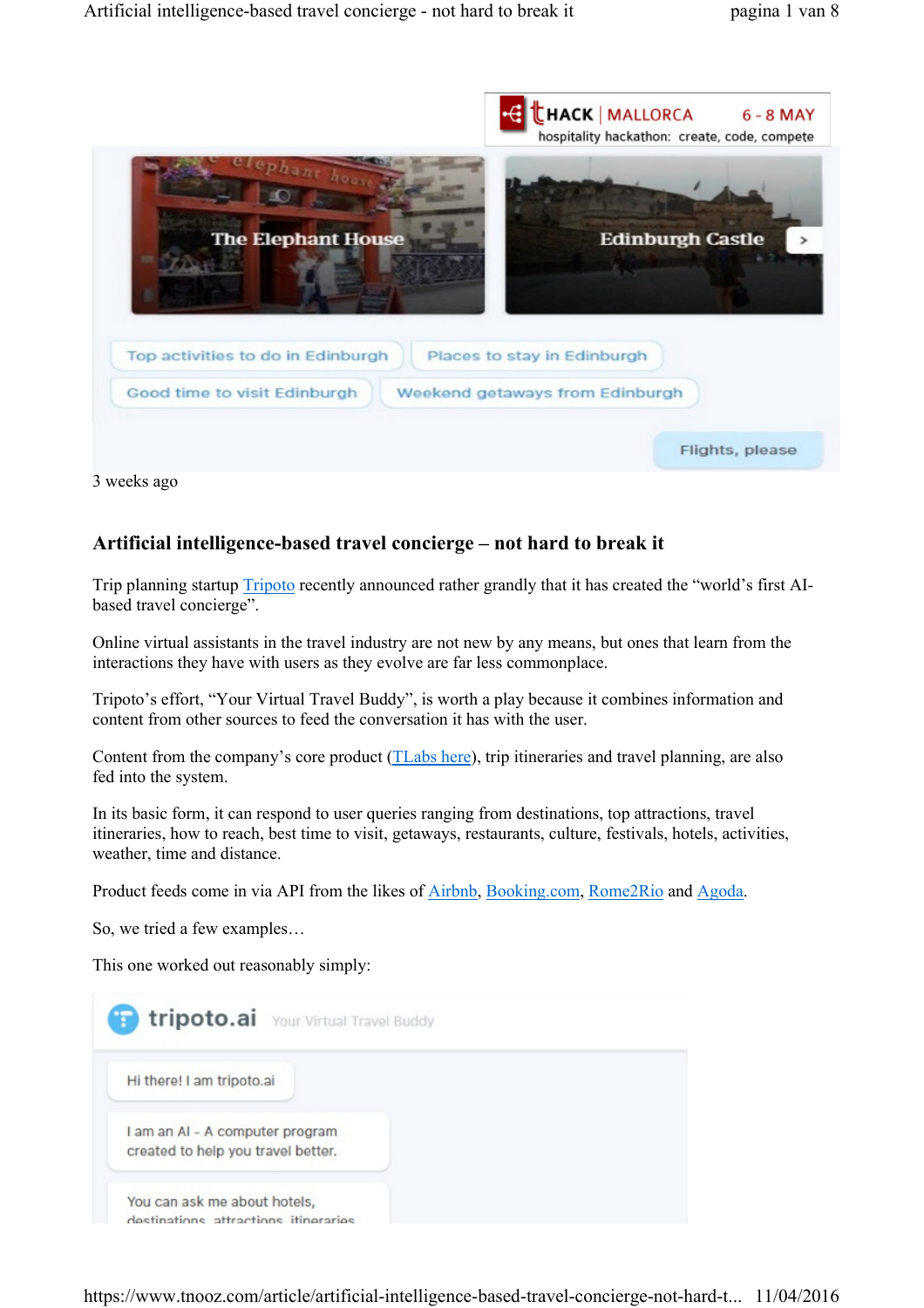3 weeks ago

## Artificial intelligence-based travel concierge – not hard to break it

Trip planning startup Tripoto recently announced rather grandly that it has created the "world's first AI-based travel concierge".

Online virtual assistants in the travel industry are not new by any means, but ones that learn from the interactions they have with users as they evolve are far less commonplace.

Tripoto's effort, "Your Virtual Travel Buddy", is worth a play because it combines information and content from other sources to feed the conversation it has with the user.

Content from the company's core product (TLabs here), trip itineraries and travel planning, are also fed into the system.

In its basic form, it can respond to user queries ranging from destinations, top attractions, travel itineraries, how to reach, best time to visit, getaways, restaurants, culture, festivals, hotels, activities, weather, time and distance.

Product feeds come in via API from the likes of Airbnb, Booking.com, Rome2Rio and Agoda.

So, we tried a few examples…

This one worked out reasonably simply: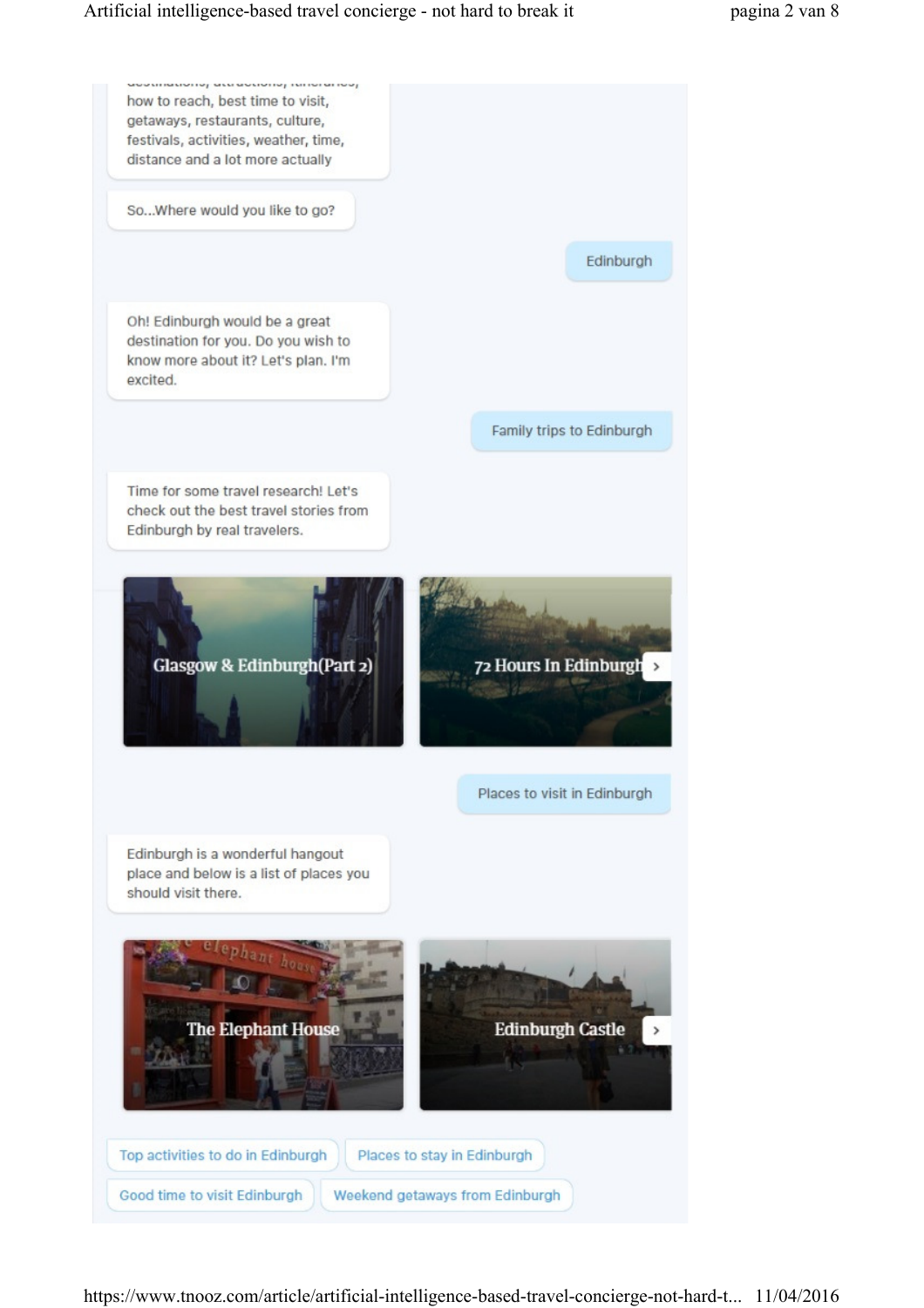how to reach, best time to visit, getaways, restaurants, culture, festivals, activities, weather, time, distance and a lot more actually

So...Where would you like to go?

Edinburgh

Oh! Edinburgh would be a great destination for you. Do you wish to know more about it? Let's plan. I'm excited.

Family trips to Edinburgh

Time for some travel research! Let's check out the best travel stories from Edinburgh by real travelers.

Glasgow & Edinburgh(Part 2)

72 Hours In Edinburgh

Places to visit in Edinburgh

Edinburgh is a wonderful hangout place and below is a list of places you should visit there.

The Elephant House

Edinburgh Castle

Top activities to do in Edinburgh

Places to stay in Edinburgh

Good time to visit Edinburgh

Weekend getaways from Edinburgh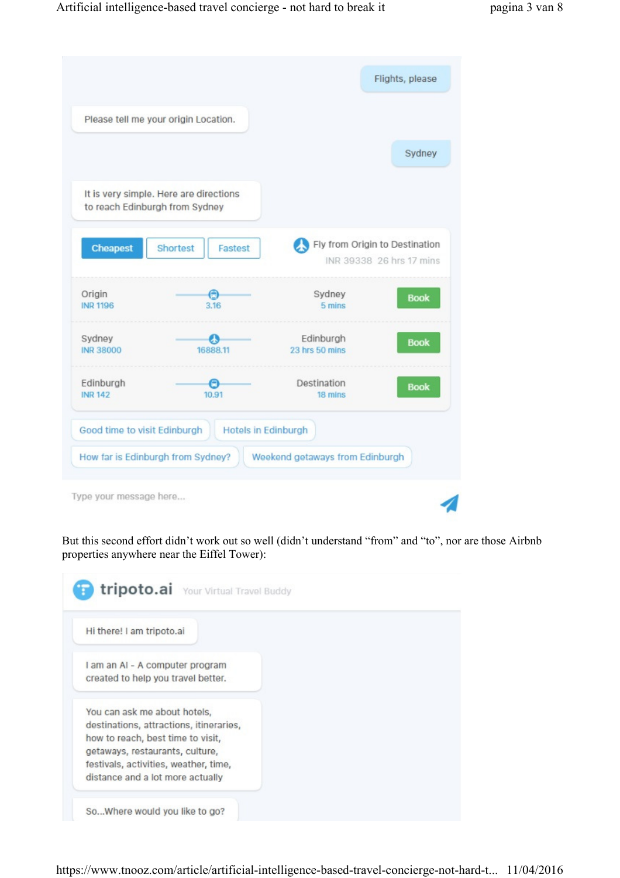Flights, please

Please tell me your origin Location.

Sydney

It is very simple. Here are directions to reach Edinburgh from Sydney

Cheapest | Shortest | Fastest

Fly from Origin to Destination
INR 39338 26 hrs 17 mins

| | | | |
|---|---|---|---|
| Origin<br>INR 1196 | 3.16 | Sydney<br>5 mins | Book |
| Sydney<br>INR 38000 | 16888.11 | Edinburgh<br>23 hrs 50 mins | Book |
| Edinburgh<br>INR 142 | 10.91 | Destination<br>18 mins | Book |

Good time to visit Edinburgh | Hotels in Edinburgh
How far is Edinburgh from Sydney? | Weekend getaways from Edinburgh

Type your message here...

But this second effort didn't work out so well (didn't understand "from" and "to", nor are those Airbnb properties anywhere near the Eiffel Tower):

tripoto.ai Your Virtual Travel Buddy

Hi there! I am tripoto.ai

I am an AI - A computer program created to help you travel better.

You can ask me about hotels, destinations, attractions, itineraries, how to reach, best time to visit, getaways, restaurants, culture, festivals, activities, weather, time, distance and a lot more actually

So...Where would you like to go?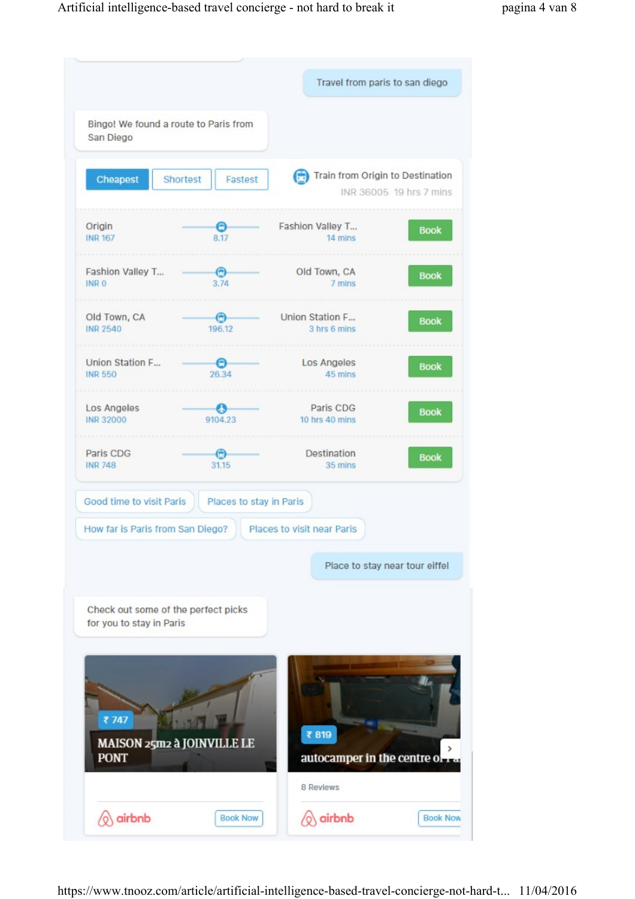Travel from paris to san diego

Bingo! We found a route to Paris from San Diego

Cheapest | Shortest | Fastest

Train from Origin to Destination
INR 36005 19 hrs 7 mins

| From | Distance | To | |
|---|---|---|---|
| Origin<br>INR 167 | 8.17 | Fashion Valley T...<br>14 mins | Book |
| Fashion Valley T...<br>INR 0 | 3.74 | Old Town, CA<br>7 mins | Book |
| Old Town, CA<br>INR 2540 | 196.12 | Union Station F...<br>3 hrs 6 mins | Book |
| Union Station F...<br>INR 550 | 26.34 | Los Angeles<br>45 mins | Book |
| Los Angeles<br>INR 32000 | 9104.23 | Paris CDG<br>10 hrs 40 mins | Book |
| Paris CDG<br>INR 748 | 31.15 | Destination<br>35 mins | Book |

Good time to visit Paris | Places to stay in Paris

How far is Paris from San Diego? | Places to visit near Paris

Place to stay near tour eiffel

Check out some of the perfect picks for you to stay in Paris

₹ 747
MAISON 25m2 à JOINVILLE LE PONT
airbnb — Book Now

₹ 819
autocamper in the centre of Pa...
8 Reviews
airbnb — Book Now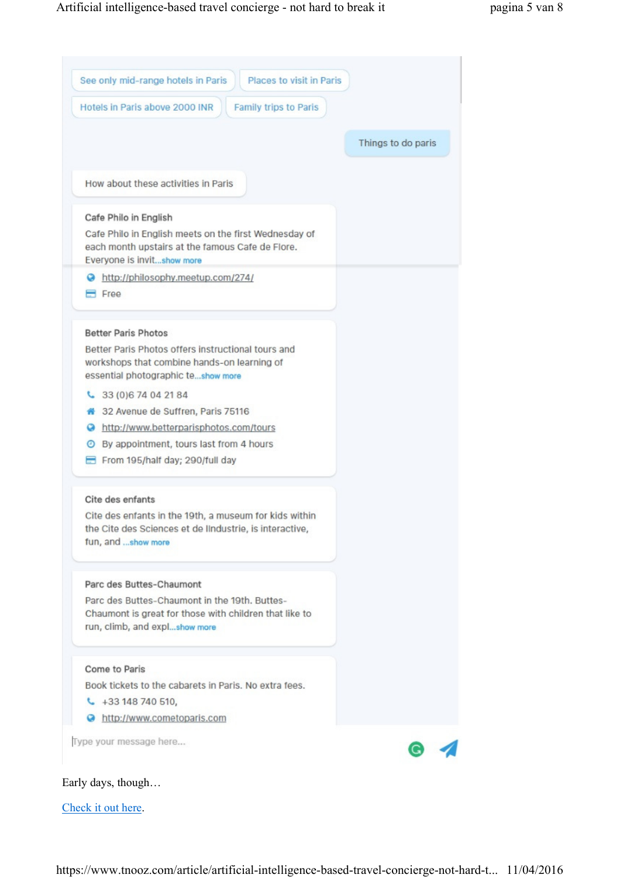See only mid-range hotels in Paris | Places to visit in Paris | Hotels in Paris above 2000 INR | Family trips to Paris

Things to do paris

How about these activities in Paris

**Cafe Philo in English**

Cafe Philo in English meets on the first Wednesday of each month upstairs at the famous Cafe de Flore. Everyone is invit...show more

http://philosophy.meetup.com/274/

Free

**Better Paris Photos**

Better Paris Photos offers instructional tours and workshops that combine hands-on learning of essential photographic te...show more

33 (0)6 74 04 21 84

32 Avenue de Suffren, Paris 75116

http://www.betterparisphotos.com/tours

By appointment, tours last from 4 hours

From 195/half day; 290/full day

**Cite des enfants**

Cite des enfants in the 19th, a museum for kids within the Cite des Sciences et de lIndustrie, is interactive, fun, and ...show more

**Parc des Buttes-Chaumont**

Parc des Buttes-Chaumont in the 19th. Buttes-Chaumont is great for those with children that like to run, climb, and expl...show more

**Come to Paris**

Book tickets to the cabarets in Paris. No extra fees.

+33 148 740 510,

http://www.cometoparis.com

Type your message here...

Early days, though…

[Check it out here](#).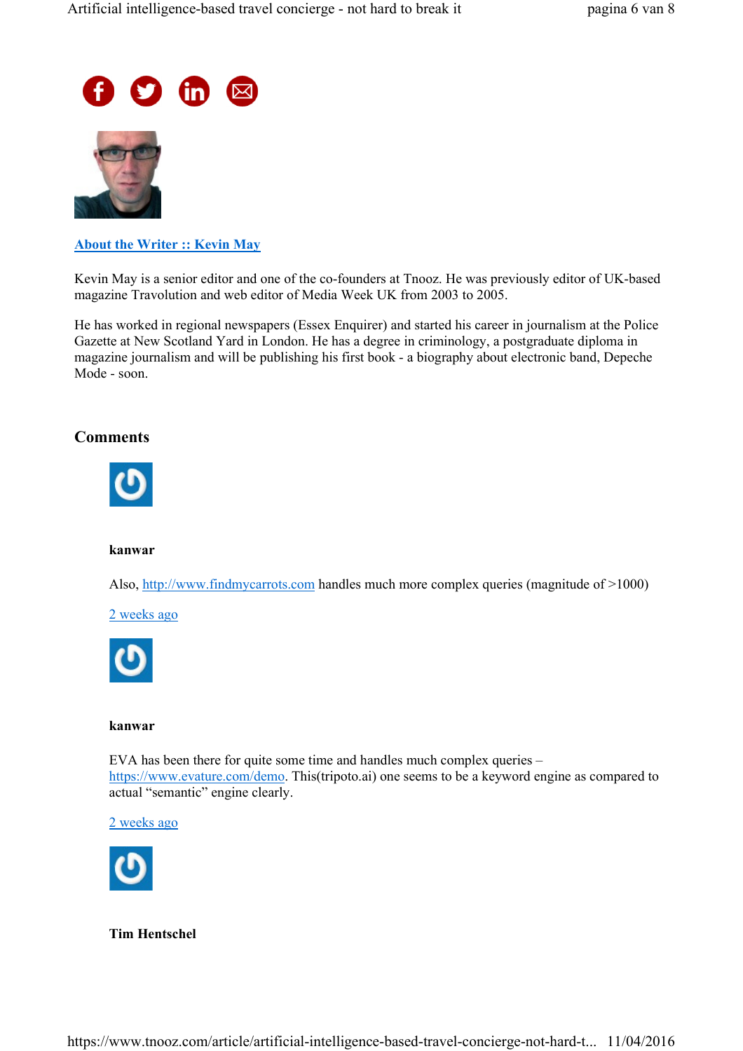[About the Writer :: Kevin May](#)

Kevin May is a senior editor and one of the co-founders at Tnooz. He was previously editor of UK-based magazine Travolution and web editor of Media Week UK from 2003 to 2005.

He has worked in regional newspapers (Essex Enquirer) and started his career in journalism at the Police Gazette at New Scotland Yard in London. He has a degree in criminology, a postgraduate diploma in magazine journalism and will be publishing his first book - a biography about electronic band, Depeche Mode - soon.

## Comments

**kanwar**

Also, http://www.findmycarrots.com handles much more complex queries (magnitude of >1000)

2 weeks ago

**kanwar**

EVA has been there for quite some time and handles much complex queries – https://www.evature.com/demo. This(tripoto.ai) one seems to be a keyword engine as compared to actual "semantic" engine clearly.

2 weeks ago

**Tim Hentschel**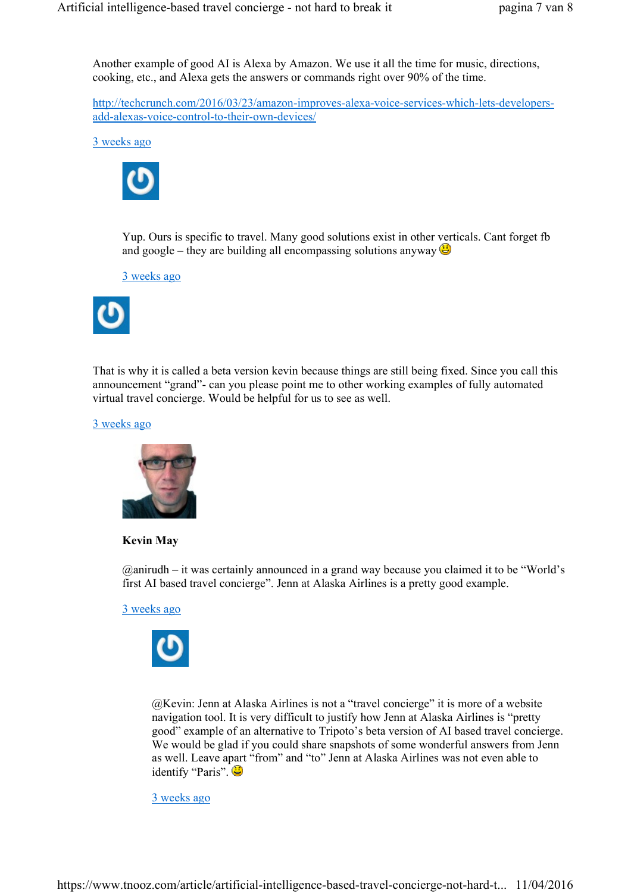Another example of good AI is Alexa by Amazon. We use it all the time for music, directions, cooking, etc., and Alexa gets the answers or commands right over 90% of the time.

[http://techcrunch.com/2016/03/23/amazon-improves-alexa-voice-services-which-lets-developers-add-alexas-voice-control-to-their-own-devices/](http://techcrunch.com/2016/03/23/amazon-improves-alexa-voice-services-which-lets-developers-add-alexas-voice-control-to-their-own-devices/)

3 weeks ago

Yup. Ours is specific to travel. Many good solutions exist in other verticals. Cant forget fb and google – they are building all encompassing solutions anyway 😀

3 weeks ago

That is why it is called a beta version kevin because things are still being fixed. Since you call this announcement "grand"- can you please point me to other working examples of fully automated virtual travel concierge. Would be helpful for us to see as well.

3 weeks ago

**Kevin May**

@anirudh – it was certainly announced in a grand way because you claimed it to be "World's first AI based travel concierge". Jenn at Alaska Airlines is a pretty good example.

3 weeks ago

@Kevin: Jenn at Alaska Airlines is not a "travel concierge" it is more of a website navigation tool. It is very difficult to justify how Jenn at Alaska Airlines is "pretty good" example of an alternative to Tripoto's beta version of AI based travel concierge. We would be glad if you could share snapshots of some wonderful answers from Jenn as well. Leave apart "from" and "to" Jenn at Alaska Airlines was not even able to identify "Paris". 😀

3 weeks ago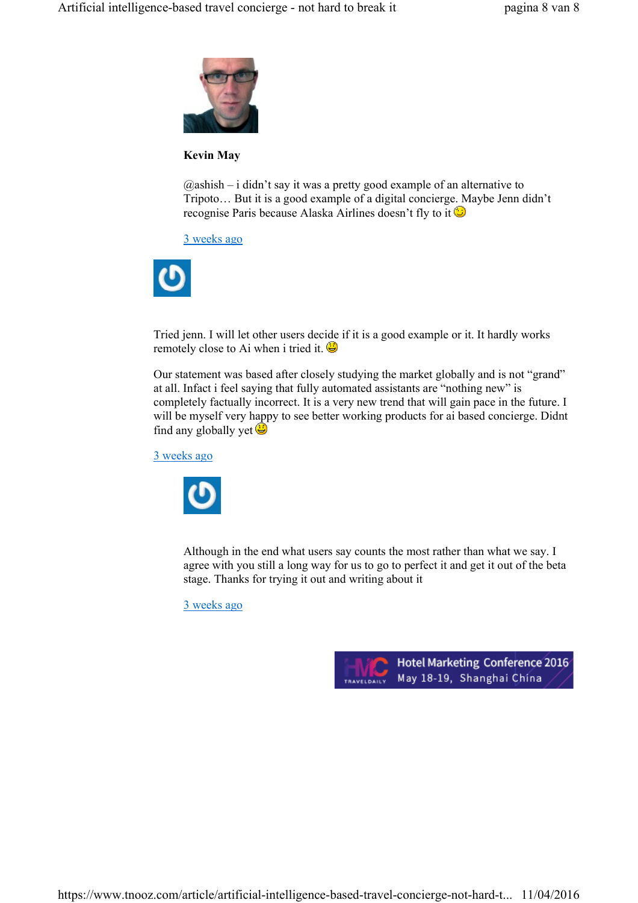**Kevin May**

@ashish – i didn't say it was a pretty good example of an alternative to Tripoto… But it is a good example of a digital concierge. Maybe Jenn didn't recognise Paris because Alaska Airlines doesn't fly to it 😉

3 weeks ago

Tried jenn. I will let other users decide if it is a good example or it. It hardly works remotely close to Ai when i tried it. 😃

Our statement was based after closely studying the market globally and is not "grand" at all. Infact i feel saying that fully automated assistants are "nothing new" is completely factually incorrect. It is a very new trend that will gain pace in the future. I will be myself very happy to see better working products for ai based concierge. Didnt find any globally yet 😃

3 weeks ago

Although in the end what users say counts the most rather than what we say. I agree with you still a long way for us to go to perfect it and get it out of the beta stage. Thanks for trying it out and writing about it

3 weeks ago

Hotel Marketing Conference 2016
May 18-19, Shanghai China